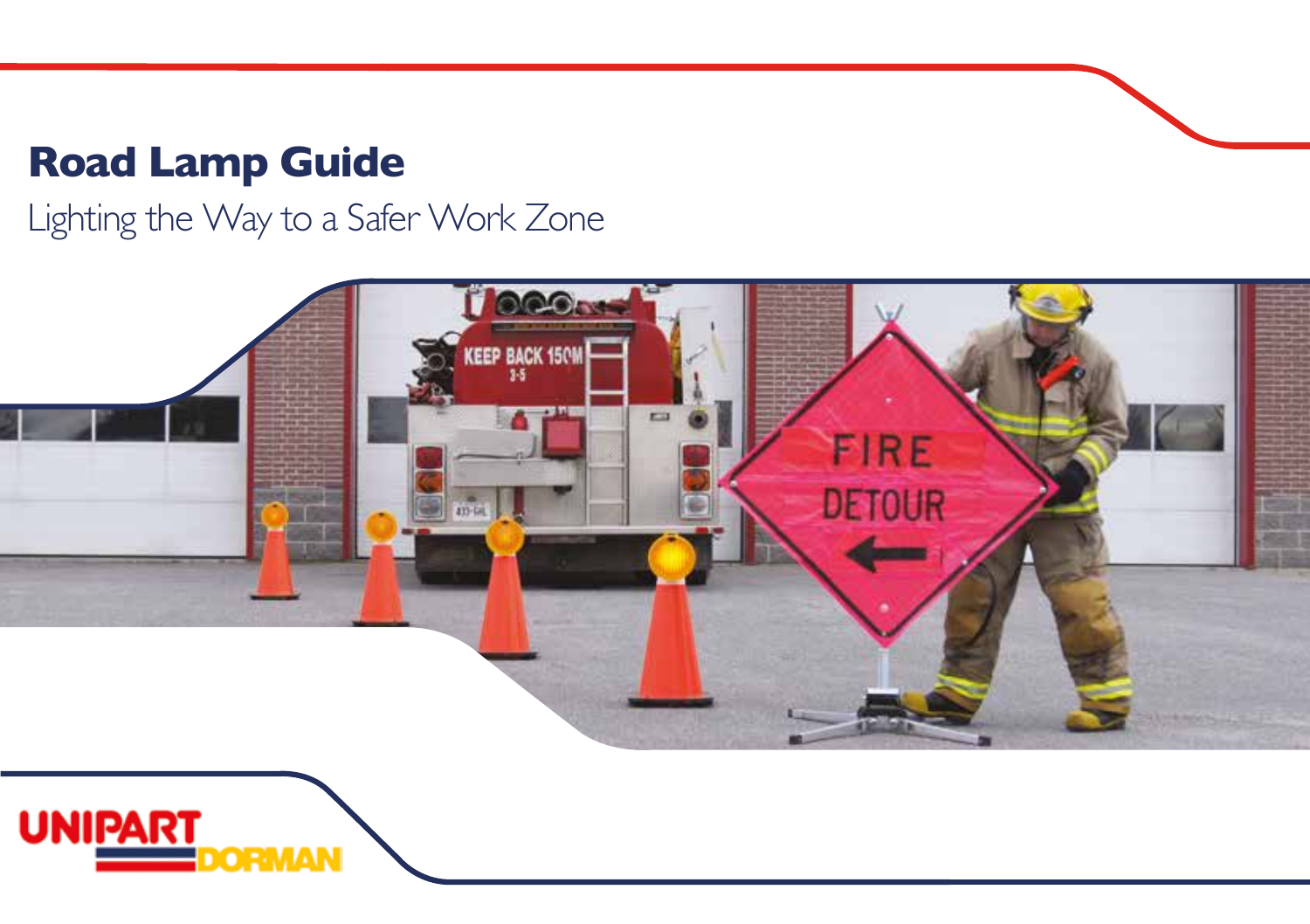# Road Lamp Guide

Lighting the Way to a Safer Work Zone

UNIPART DORMAN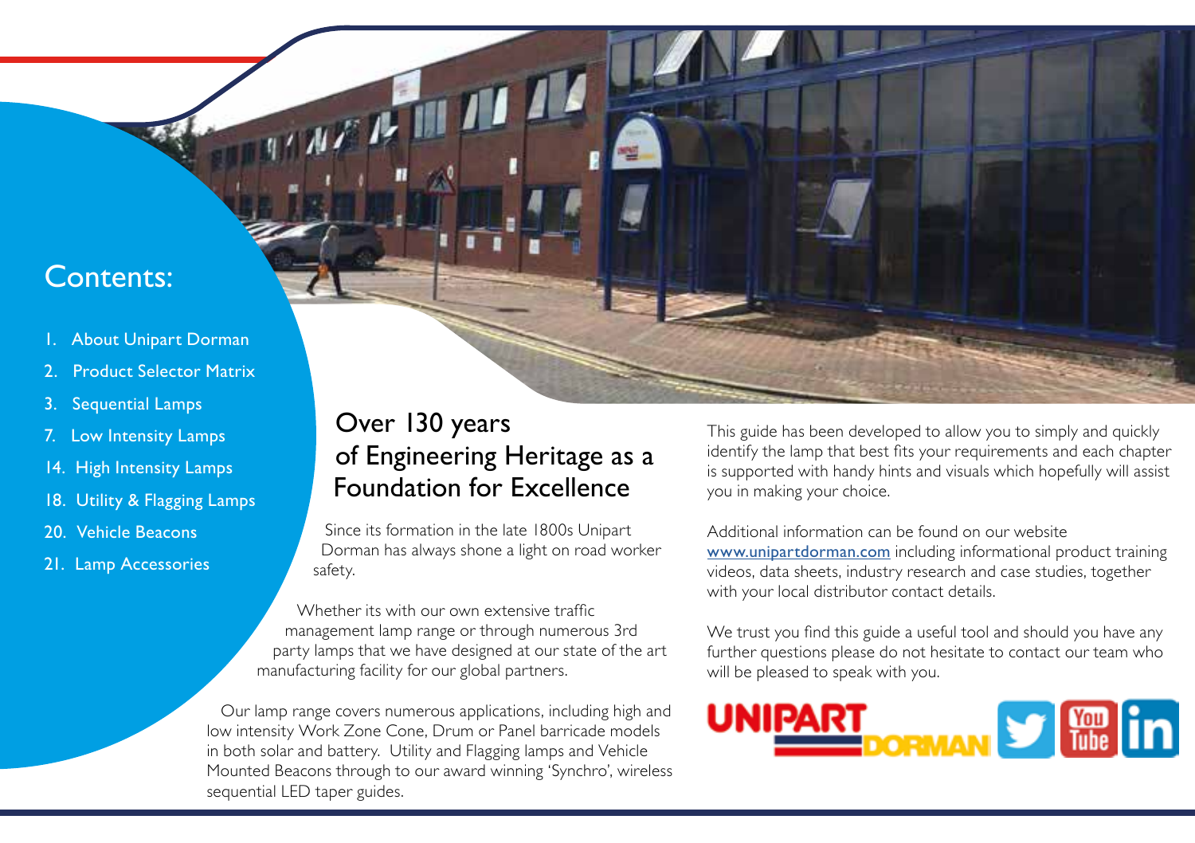## Contents:

1. About Unipart Dorman
2. Product Selector Matrix
3. Sequential Lamps
7. Low Intensity Lamps
14. High Intensity Lamps
18. Utility & Flagging Lamps
20. Vehicle Beacons
21. Lamp Accessories

# Over 130 years of Engineering Heritage as a Foundation for Excellence

Since its formation in the late 1800s Unipart Dorman has always shone a light on road worker safety.

Whether its with our own extensive traffic management lamp range or through numerous 3rd party lamps that we have designed at our state of the art manufacturing facility for our global partners.

Our lamp range covers numerous applications, including high and low intensity Work Zone Cone, Drum or Panel barricade models in both solar and battery. Utility and Flagging lamps and Vehicle Mounted Beacons through to our award winning 'Synchro', wireless sequential LED taper guides.

This guide has been developed to allow you to simply and quickly identify the lamp that best fits your requirements and each chapter is supported with handy hints and visuals which hopefully will assist you in making your choice.

Additional information can be found on our website www.unipartdorman.com including informational product training videos, data sheets, industry research and case studies, together with your local distributor contact details.

We trust you find this guide a useful tool and should you have any further questions please do not hesitate to contact our team who will be pleased to speak with you.

UNIPART DORMAN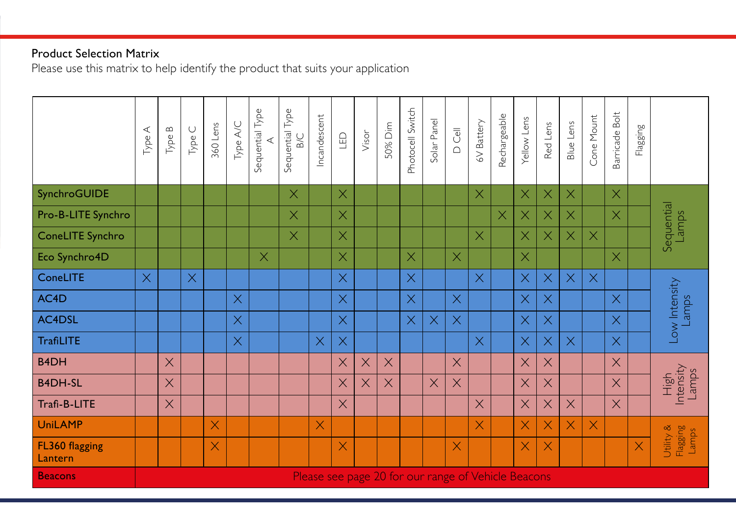**Product Selection Matrix**

Please use this matrix to help identify the product that suits your application

| | Type A | Type B | Type C | 360 Lens | Type A/C | Sequential Type A | Sequential Type B/C | Incandescent | LED | Visor | 50% Dim | Photocell Switch | Solar Panel | D Cell | 6V Battery | Rechargeable | Yellow Lens | Red Lens | Blue Lens | Cone Mount | Barricade Bolt | Flagging | |
|---|---|---|---|---|---|---|---|---|---|---|---|---|---|---|---|---|---|---|---|---|---|---|---|
| SynchroGUIDE | | | | | | | X | | X | | | | | | X | | X | X | X | | X | | Sequential Lamps |
| Pro-B-LITE Synchro | | | | | | | X | | X | | | | | | | X | X | X | X | | X | | |
| ConeLITE Synchro | | | | | | | X | | X | | | | | | X | | X | X | X | X | | | |
| Eco Synchro4D | | | | | | X | | | X | | | X | | X | | | X | | | | X | | |
| ConeLITE | X | | X | | | | | | X | | | X | | | X | | X | X | X | X | | | Low Intensity Lamps |
| AC4D | | | | | X | | | | X | | | X | | X | | | X | X | | | X | | |
| AC4DSL | | | | | X | | | | X | | | X | X | X | | | X | X | | | X | | |
| TrafiLITE | | | | | X | | | X | X | | | | | | X | | X | X | X | | X | | |
| B4DH | | X | | | | | | | X | X | X | | | X | | | X | X | | | X | | High Intensity Lamps |
| B4DH-SL | | X | | | | | | | X | X | X | | X | X | | | X | X | | | X | | |
| Trafi-B-LITE | | X | | | | | | | X | | | | | | X | | X | X | X | | X | | |
| UniLAMP | | | | X | | | | X | | | | | | | X | | X | X | X | X | | | Utility & Flagging Lamps |
| FL360 flagging Lantern | | | | X | | | | | X | | | | | X | | | X | X | | | | X | |
| Beacons | Please see page 20 for our range of Vehicle Beacons | | | | | | | | | | | | | | | | | | | | | | |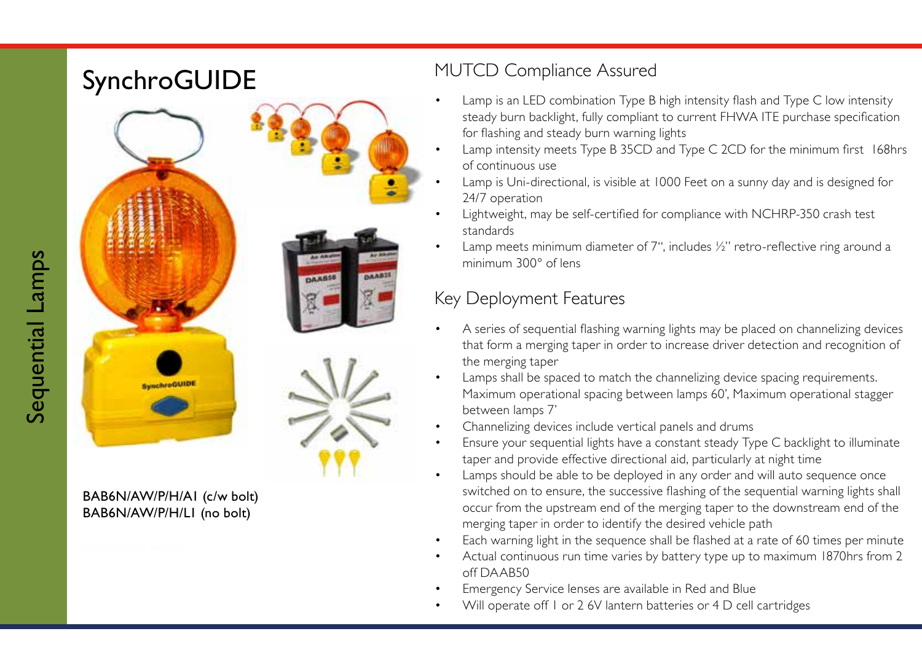# SynchroGUIDE

BAB6N/AW/P/H/A1 (c/w bolt)
BAB6N/AW/P/H/L1 (no bolt)

## MUTCD Compliance Assured

- Lamp is an LED combination Type B high intensity flash and Type C low intensity steady burn backlight, fully compliant to current FHWA ITE purchase specification for flashing and steady burn warning lights
- Lamp intensity meets Type B 35CD and Type C 2CD for the minimum first 168hrs of continuous use
- Lamp is Uni-directional, is visible at 1000 Feet on a sunny day and is designed for 24/7 operation
- Lightweight, may be self-certified for compliance with NCHRP-350 crash test standards
- Lamp meets minimum diameter of 7", includes ½" retro-reflective ring around a minimum 300° of lens

## Key Deployment Features

- A series of sequential flashing warning lights may be placed on channelizing devices that form a merging taper in order to increase driver detection and recognition of the merging taper
- Lamps shall be spaced to match the channelizing device spacing requirements. Maximum operational spacing between lamps 60', Maximum operational stagger between lamps 7'
- Channelizing devices include vertical panels and drums
- Ensure your sequential lights have a constant steady Type C backlight to illuminate taper and provide effective directional aid, particularly at night time
- Lamps should be able to be deployed in any order and will auto sequence once switched on to ensure, the successive flashing of the sequential warning lights shall occur from the upstream end of the merging taper to the downstream end of the merging taper in order to identify the desired vehicle path
- Each warning light in the sequence shall be flashed at a rate of 60 times per minute
- Actual continuous run time varies by battery type up to maximum 1870hrs from 2 off DAAB50
- Emergency Service lenses are available in Red and Blue
- Will operate off 1 or 2 6V lantern batteries or 4 D cell cartridges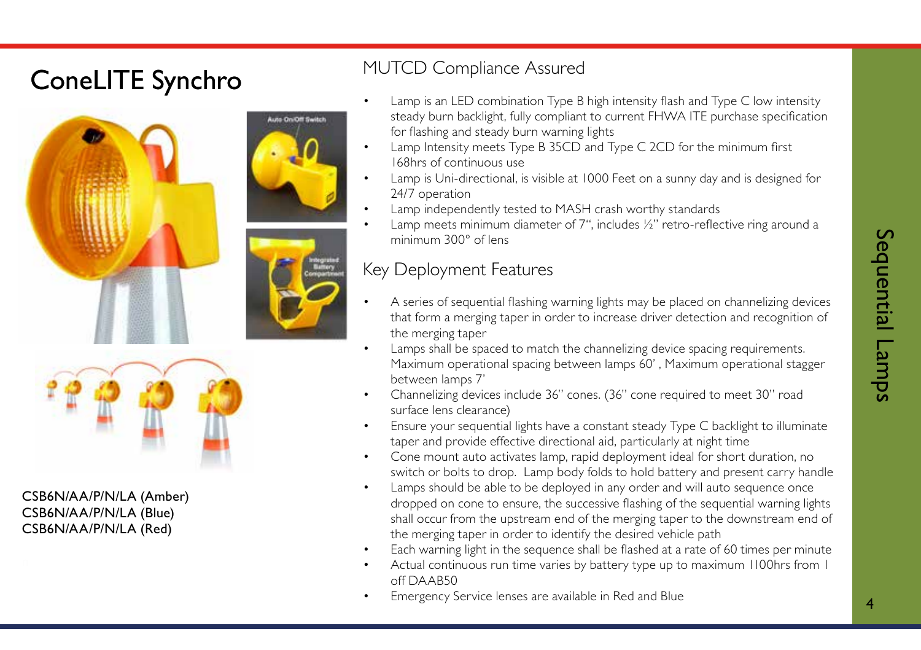# ConeLITE Synchro

CSB6N/AA/P/N/LA (Amber)
CSB6N/AA/P/N/LA (Blue)
CSB6N/AA/P/N/LA (Red)

## MUTCD Compliance Assured

- Lamp is an LED combination Type B high intensity flash and Type C low intensity steady burn backlight, fully compliant to current FHWA ITE purchase specification for flashing and steady burn warning lights
- Lamp Intensity meets Type B 35CD and Type C 2CD for the minimum first 168hrs of continuous use
- Lamp is Uni-directional, is visible at 1000 Feet on a sunny day and is designed for 24/7 operation
- Lamp independently tested to MASH crash worthy standards
- Lamp meets minimum diameter of 7", includes ½" retro-reflective ring around a minimum 300° of lens

## Key Deployment Features

- A series of sequential flashing warning lights may be placed on channelizing devices that form a merging taper in order to increase driver detection and recognition of the merging taper
- Lamps shall be spaced to match the channelizing device spacing requirements. Maximum operational spacing between lamps 60' , Maximum operational stagger between lamps 7'
- Channelizing devices include 36" cones. (36" cone required to meet 30" road surface lens clearance)
- Ensure your sequential lights have a constant steady Type C backlight to illuminate taper and provide effective directional aid, particularly at night time
- Cone mount auto activates lamp, rapid deployment ideal for short duration, no switch or bolts to drop. Lamp body folds to hold battery and present carry handle
- Lamps should be able to be deployed in any order and will auto sequence once dropped on cone to ensure, the successive flashing of the sequential warning lights shall occur from the upstream end of the merging taper to the downstream end of the merging taper in order to identify the desired vehicle path
- Each warning light in the sequence shall be flashed at a rate of 60 times per minute
- Actual continuous run time varies by battery type up to maximum 1100hrs from 1 off DAAB50
- Emergency Service lenses are available in Red and Blue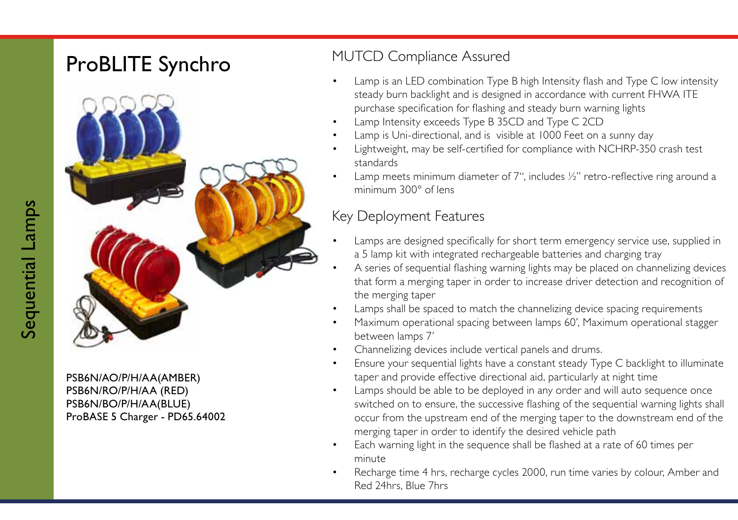# ProBLITE Synchro

PSB6N/AO/P/H/AA(AMBER)
PSB6N/RO/P/H/AA (RED)
PSB6N/BO/P/H/AA(BLUE)
ProBASE 5 Charger - PD65.64002

## MUTCD Compliance Assured

- Lamp is an LED combination Type B high Intensity flash and Type C low intensity steady burn backlight and is designed in accordance with current FHWA ITE purchase specification for flashing and steady burn warning lights
- Lamp Intensity exceeds Type B 35CD and Type C 2CD
- Lamp is Uni-directional, and is visible at 1000 Feet on a sunny day
- Lightweight, may be self-certified for compliance with NCHRP-350 crash test standards
- Lamp meets minimum diameter of 7", includes ½" retro-reflective ring around a minimum 300° of lens

## Key Deployment Features

- Lamps are designed specifically for short term emergency service use, supplied in a 5 lamp kit with integrated rechargeable batteries and charging tray
- A series of sequential flashing warning lights may be placed on channelizing devices that form a merging taper in order to increase driver detection and recognition of the merging taper
- Lamps shall be spaced to match the channelizing device spacing requirements
- Maximum operational spacing between lamps 60', Maximum operational stagger between lamps 7'
- Channelizing devices include vertical panels and drums.
- Ensure your sequential lights have a constant steady Type C backlight to illuminate taper and provide effective directional aid, particularly at night time
- Lamps should be able to be deployed in any order and will auto sequence once switched on to ensure, the successive flashing of the sequential warning lights shall occur from the upstream end of the merging taper to the downstream end of the merging taper in order to identify the desired vehicle path
- Each warning light in the sequence shall be flashed at a rate of 60 times per minute
- Recharge time 4 hrs, recharge cycles 2000, run time varies by colour, Amber and Red 24hrs, Blue 7hrs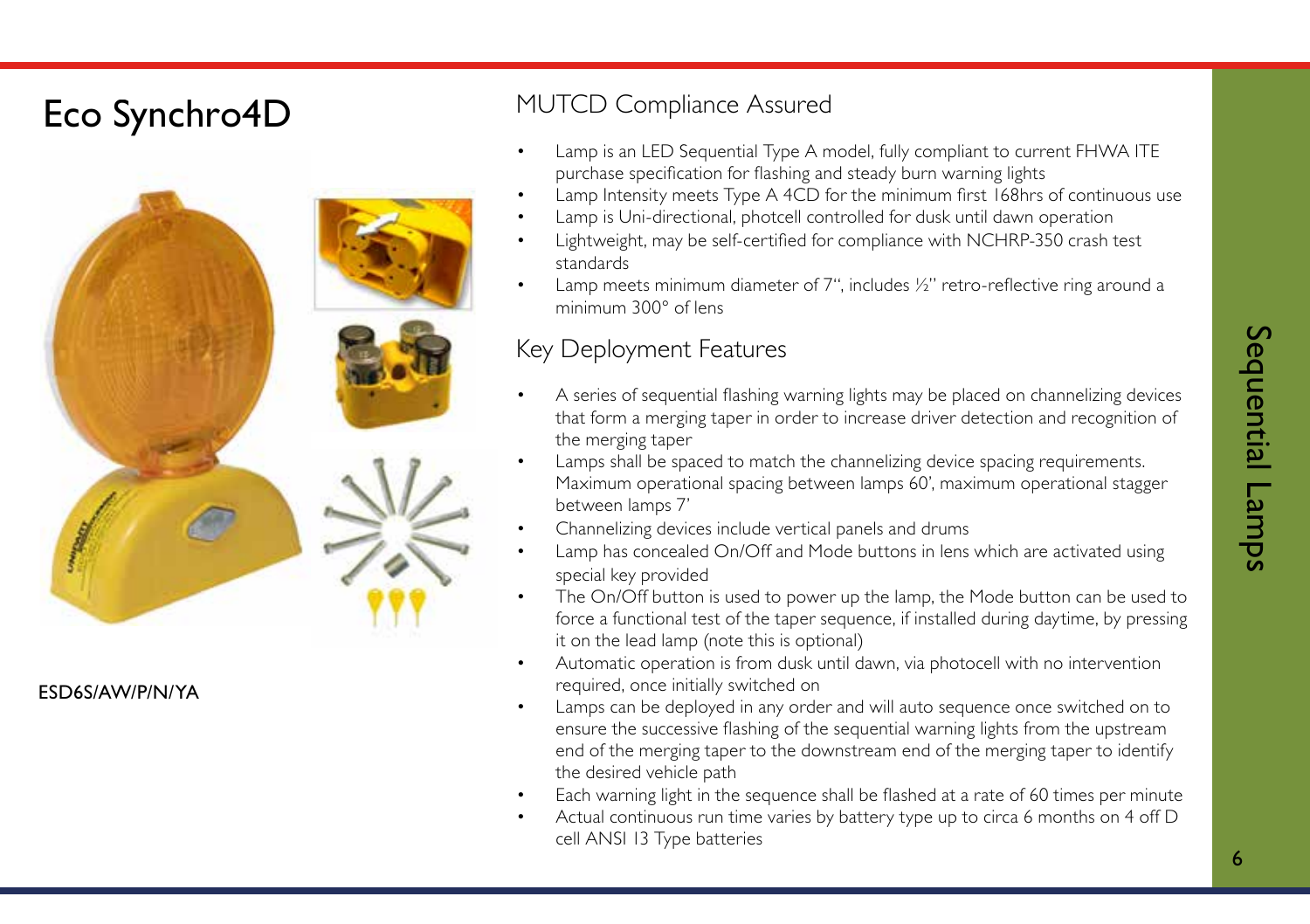# Eco Synchro4D

ESD6S/AW/P/N/YA

## MUTCD Compliance Assured

- Lamp is an LED Sequential Type A model, fully compliant to current FHWA ITE purchase specification for flashing and steady burn warning lights
- Lamp Intensity meets Type A 4CD for the minimum first 168hrs of continuous use
- Lamp is Uni-directional, photcell controlled for dusk until dawn operation
- Lightweight, may be self-certified for compliance with NCHRP-350 crash test standards
- Lamp meets minimum diameter of 7", includes ½" retro-reflective ring around a minimum 300° of lens

## Key Deployment Features

- A series of sequential flashing warning lights may be placed on channelizing devices that form a merging taper in order to increase driver detection and recognition of the merging taper
- Lamps shall be spaced to match the channelizing device spacing requirements. Maximum operational spacing between lamps 60', maximum operational stagger between lamps 7'
- Channelizing devices include vertical panels and drums
- Lamp has concealed On/Off and Mode buttons in lens which are activated using special key provided
- The On/Off button is used to power up the lamp, the Mode button can be used to force a functional test of the taper sequence, if installed during daytime, by pressing it on the lead lamp (note this is optional)
- Automatic operation is from dusk until dawn, via photocell with no intervention required, once initially switched on
- Lamps can be deployed in any order and will auto sequence once switched on to ensure the successive flashing of the sequential warning lights from the upstream end of the merging taper to the downstream end of the merging taper to identify the desired vehicle path
- Each warning light in the sequence shall be flashed at a rate of 60 times per minute
- Actual continuous run time varies by battery type up to circa 6 months on 4 off D cell ANSI 13 Type batteries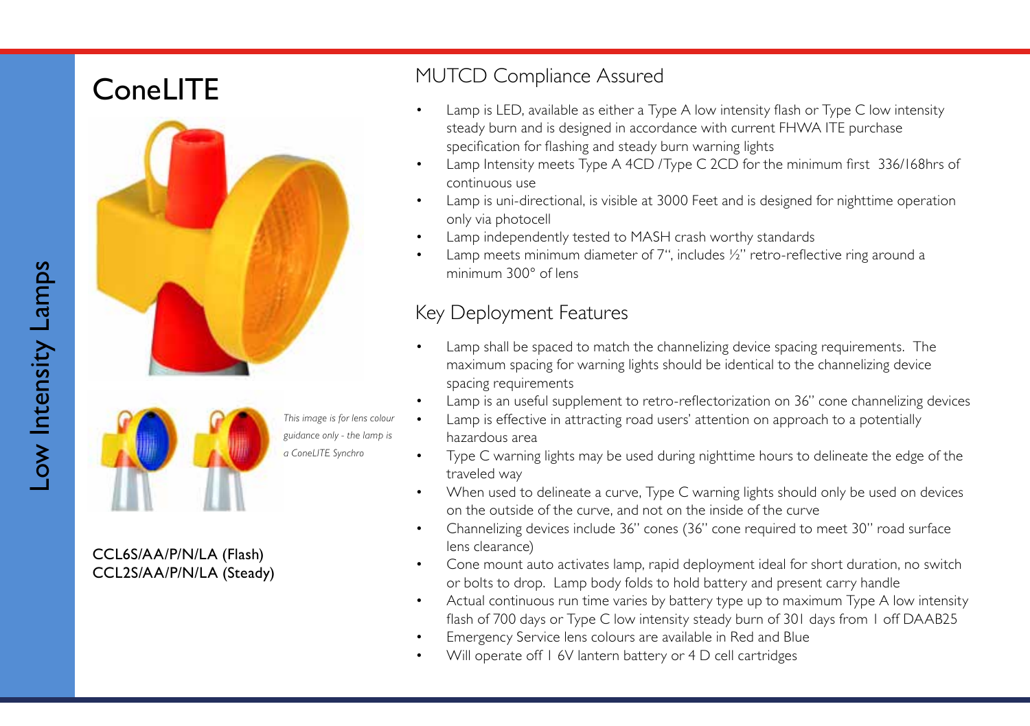# ConeLITE

*This image is for lens colour guidance only - the lamp is a ConeLITE Synchro*

CCL6S/AA/P/N/LA (Flash)
CCL2S/AA/P/N/LA (Steady)

## MUTCD Compliance Assured

- Lamp is LED, available as either a Type A low intensity flash or Type C low intensity steady burn and is designed in accordance with current FHWA ITE purchase specification for flashing and steady burn warning lights
- Lamp Intensity meets Type A 4CD /Type C 2CD for the minimum first 336/168hrs of continuous use
- Lamp is uni-directional, is visible at 3000 Feet and is designed for nighttime operation only via photocell
- Lamp independently tested to MASH crash worthy standards
- Lamp meets minimum diameter of 7", includes ½" retro-reflective ring around a minimum 300° of lens

## Key Deployment Features

- Lamp shall be spaced to match the channelizing device spacing requirements. The maximum spacing for warning lights should be identical to the channelizing device spacing requirements
- Lamp is an useful supplement to retro-reflectorization on 36" cone channelizing devices
- Lamp is effective in attracting road users' attention on approach to a potentially hazardous area
- Type C warning lights may be used during nighttime hours to delineate the edge of the traveled way
- When used to delineate a curve, Type C warning lights should only be used on devices on the outside of the curve, and not on the inside of the curve
- Channelizing devices include 36" cones (36" cone required to meet 30" road surface lens clearance)
- Cone mount auto activates lamp, rapid deployment ideal for short duration, no switch or bolts to drop. Lamp body folds to hold battery and present carry handle
- Actual continuous run time varies by battery type up to maximum Type A low intensity flash of 700 days or Type C low intensity steady burn of 301 days from 1 off DAAB25
- Emergency Service lens colours are available in Red and Blue
- Will operate off 1 6V lantern battery or 4 D cell cartridges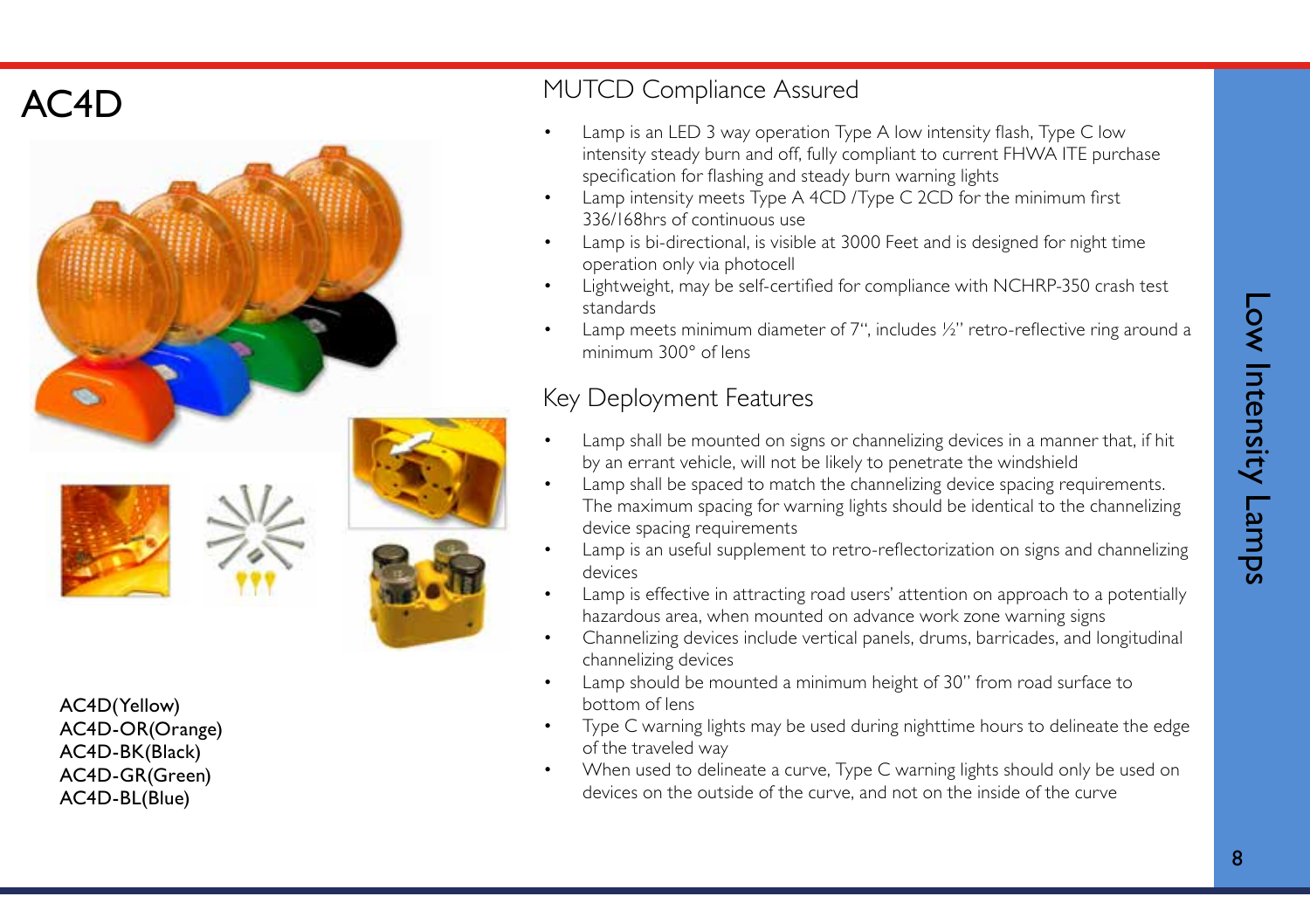# AC4D

AC4D(Yellow)
AC4D-OR(Orange)
AC4D-BK(Black)
AC4D-GR(Green)
AC4D-BL(Blue)

## MUTCD Compliance Assured

- Lamp is an LED 3 way operation Type A low intensity flash, Type C low intensity steady burn and off, fully compliant to current FHWA ITE purchase specification for flashing and steady burn warning lights
- Lamp intensity meets Type A 4CD /Type C 2CD for the minimum first 336/168hrs of continuous use
- Lamp is bi-directional, is visible at 3000 Feet and is designed for night time operation only via photocell
- Lightweight, may be self-certified for compliance with NCHRP-350 crash test standards
- Lamp meets minimum diameter of 7", includes ½" retro-reflective ring around a minimum 300° of lens

## Key Deployment Features

- Lamp shall be mounted on signs or channelizing devices in a manner that, if hit by an errant vehicle, will not be likely to penetrate the windshield
- Lamp shall be spaced to match the channelizing device spacing requirements. The maximum spacing for warning lights should be identical to the channelizing device spacing requirements
- Lamp is an useful supplement to retro-reflectorization on signs and channelizing devices
- Lamp is effective in attracting road users' attention on approach to a potentially hazardous area, when mounted on advance work zone warning signs
- Channelizing devices include vertical panels, drums, barricades, and longitudinal channelizing devices
- Lamp should be mounted a minimum height of 30" from road surface to bottom of lens
- Type C warning lights may be used during nighttime hours to delineate the edge of the traveled way
- When used to delineate a curve, Type C warning lights should only be used on devices on the outside of the curve, and not on the inside of the curve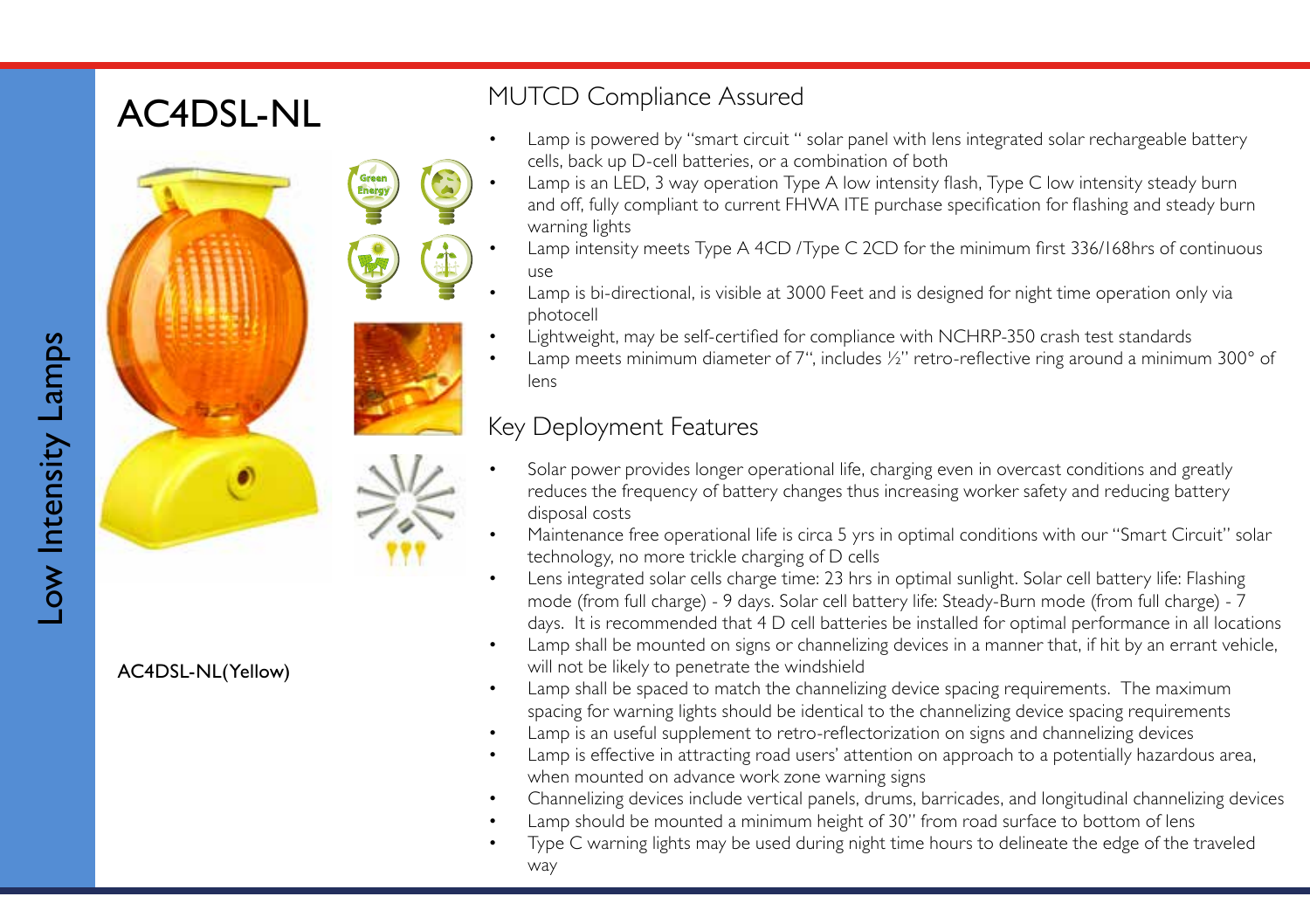Low Intensity Lamps

# AC4DSL-NL

AC4DSL-NL(Yellow)

## MUTCD Compliance Assured

- Lamp is powered by "smart circuit " solar panel with lens integrated solar rechargeable battery cells, back up D-cell batteries, or a combination of both
- Lamp is an LED, 3 way operation Type A low intensity flash, Type C low intensity steady burn and off, fully compliant to current FHWA ITE purchase specification for flashing and steady burn warning lights
- Lamp intensity meets Type A 4CD /Type C 2CD for the minimum first 336/168hrs of continuous use
- Lamp is bi-directional, is visible at 3000 Feet and is designed for night time operation only via photocell
- Lightweight, may be self-certified for compliance with NCHRP-350 crash test standards
- Lamp meets minimum diameter of 7", includes ½" retro-reflective ring around a minimum 300° of lens

## Key Deployment Features

- Solar power provides longer operational life, charging even in overcast conditions and greatly reduces the frequency of battery changes thus increasing worker safety and reducing battery disposal costs
- Maintenance free operational life is circa 5 yrs in optimal conditions with our "Smart Circuit" solar technology, no more trickle charging of D cells
- Lens integrated solar cells charge time: 23 hrs in optimal sunlight. Solar cell battery life: Flashing mode (from full charge) - 9 days. Solar cell battery life: Steady-Burn mode (from full charge) - 7 days. It is recommended that 4 D cell batteries be installed for optimal performance in all locations
- Lamp shall be mounted on signs or channelizing devices in a manner that, if hit by an errant vehicle, will not be likely to penetrate the windshield
- Lamp shall be spaced to match the channelizing device spacing requirements. The maximum spacing for warning lights should be identical to the channelizing device spacing requirements
- Lamp is an useful supplement to retro-reflectorization on signs and channelizing devices
- Lamp is effective in attracting road users' attention on approach to a potentially hazardous area, when mounted on advance work zone warning signs
- Channelizing devices include vertical panels, drums, barricades, and longitudinal channelizing devices
- Lamp should be mounted a minimum height of 30" from road surface to bottom of lens
- Type C warning lights may be used during night time hours to delineate the edge of the traveled way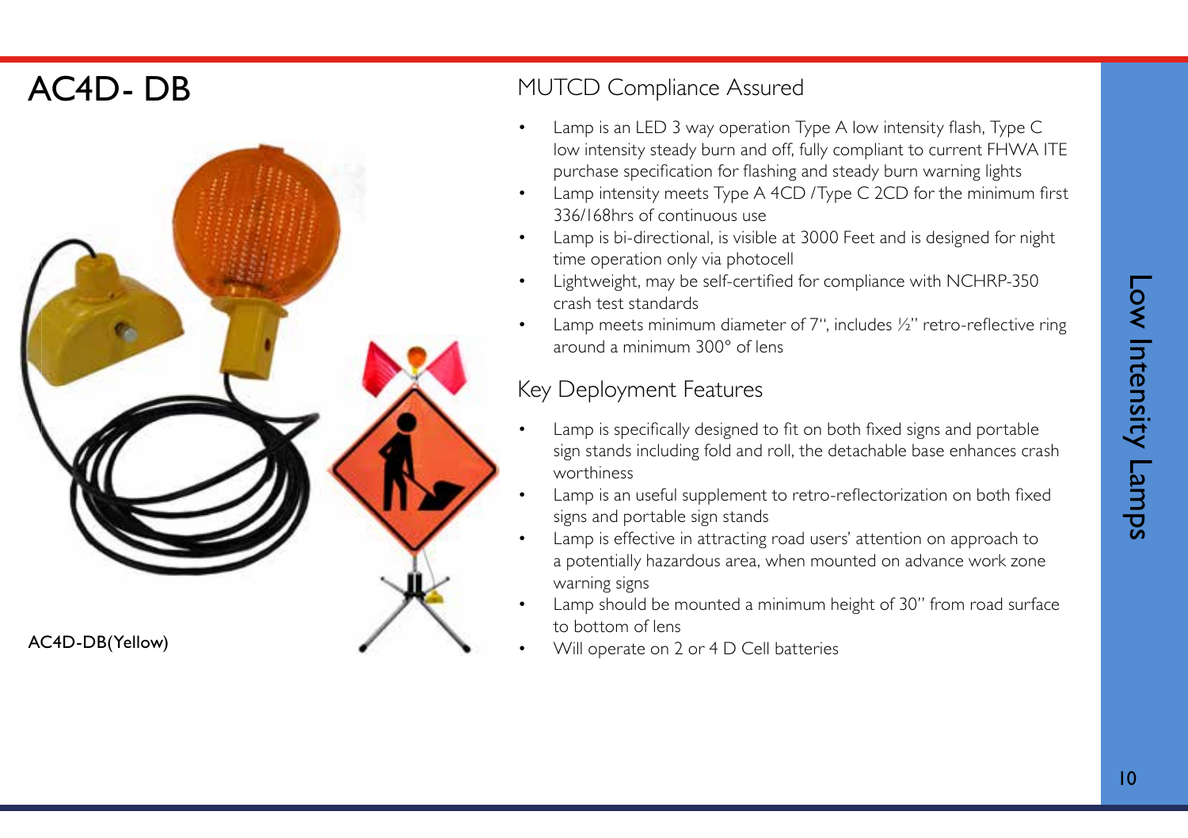# AC4D- DB

AC4D-DB(Yellow)

## MUTCD Compliance Assured

- Lamp is an LED 3 way operation Type A low intensity flash, Type C low intensity steady burn and off, fully compliant to current FHWA ITE purchase specification for flashing and steady burn warning lights
- Lamp intensity meets Type A 4CD /Type C 2CD for the minimum first 336/168hrs of continuous use
- Lamp is bi-directional, is visible at 3000 Feet and is designed for night time operation only via photocell
- Lightweight, may be self-certified for compliance with NCHRP-350 crash test standards
- Lamp meets minimum diameter of 7", includes ½" retro-reflective ring around a minimum 300° of lens

## Key Deployment Features

- Lamp is specifically designed to fit on both fixed signs and portable sign stands including fold and roll, the detachable base enhances crash worthiness
- Lamp is an useful supplement to retro-reflectorization on both fixed signs and portable sign stands
- Lamp is effective in attracting road users' attention on approach to a potentially hazardous area, when mounted on advance work zone warning signs
- Lamp should be mounted a minimum height of 30" from road surface to bottom of lens
- Will operate on 2 or 4 D Cell batteries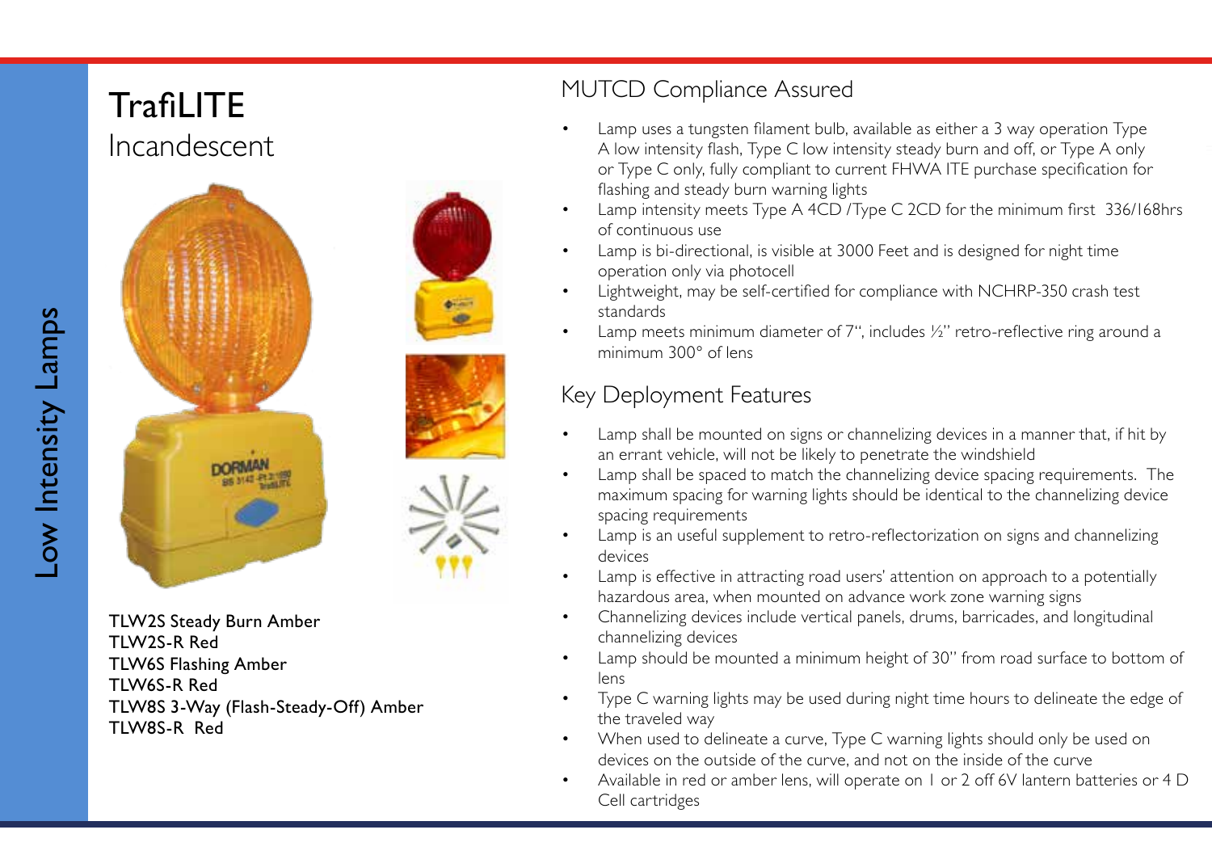Low Intensity Lamps

# TrafiLITE
## Incandescent

TLW2S Steady Burn Amber
TLW2S-R Red
TLW6S Flashing Amber
TLW6S-R Red
TLW8S 3-Way (Flash-Steady-Off) Amber
TLW8S-R Red

## MUTCD Compliance Assured

- Lamp uses a tungsten filament bulb, available as either a 3 way operation Type A low intensity flash, Type C low intensity steady burn and off, or Type A only or Type C only, fully compliant to current FHWA ITE purchase specification for flashing and steady burn warning lights
- Lamp intensity meets Type A 4CD /Type C 2CD for the minimum first 336/168hrs of continuous use
- Lamp is bi-directional, is visible at 3000 Feet and is designed for night time operation only via photocell
- Lightweight, may be self-certified for compliance with NCHRP-350 crash test standards
- Lamp meets minimum diameter of 7", includes ½" retro-reflective ring around a minimum 300° of lens

## Key Deployment Features

- Lamp shall be mounted on signs or channelizing devices in a manner that, if hit by an errant vehicle, will not be likely to penetrate the windshield
- Lamp shall be spaced to match the channelizing device spacing requirements. The maximum spacing for warning lights should be identical to the channelizing device spacing requirements
- Lamp is an useful supplement to retro-reflectorization on signs and channelizing devices
- Lamp is effective in attracting road users' attention on approach to a potentially hazardous area, when mounted on advance work zone warning signs
- Channelizing devices include vertical panels, drums, barricades, and longitudinal channelizing devices
- Lamp should be mounted a minimum height of 30" from road surface to bottom of lens
- Type C warning lights may be used during night time hours to delineate the edge of the traveled way
- When used to delineate a curve, Type C warning lights should only be used on devices on the outside of the curve, and not on the inside of the curve
- Available in red or amber lens, will operate on 1 or 2 off 6V lantern batteries or 4 D Cell cartridges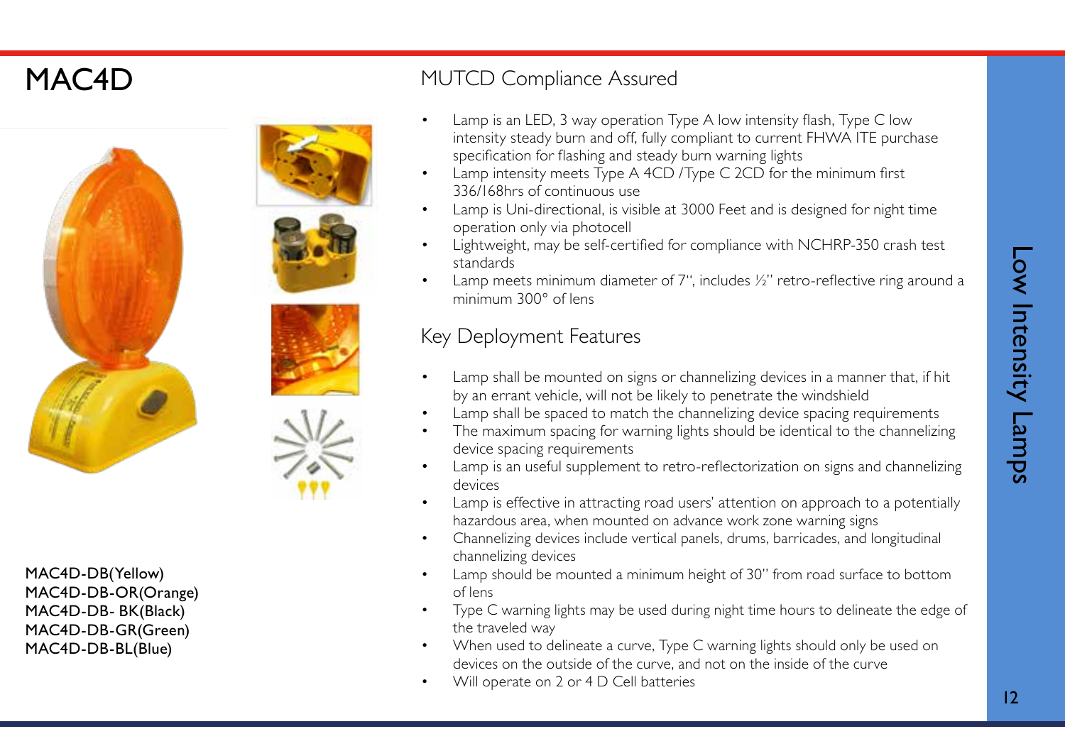# MAC4D

MAC4D-DB(Yellow)
MAC4D-DB-OR(Orange)
MAC4D-DB- BK(Black)
MAC4D-DB-GR(Green)
MAC4D-DB-BL(Blue)

## MUTCD Compliance Assured

- Lamp is an LED, 3 way operation Type A low intensity flash, Type C low intensity steady burn and off, fully compliant to current FHWA ITE purchase specification for flashing and steady burn warning lights
- Lamp intensity meets Type A 4CD /Type C 2CD for the minimum first 336/168hrs of continuous use
- Lamp is Uni-directional, is visible at 3000 Feet and is designed for night time operation only via photocell
- Lightweight, may be self-certified for compliance with NCHRP-350 crash test standards
- Lamp meets minimum diameter of 7", includes ½" retro-reflective ring around a minimum 300° of lens

## Key Deployment Features

- Lamp shall be mounted on signs or channelizing devices in a manner that, if hit by an errant vehicle, will not be likely to penetrate the windshield
- Lamp shall be spaced to match the channelizing device spacing requirements
- The maximum spacing for warning lights should be identical to the channelizing device spacing requirements
- Lamp is an useful supplement to retro-reflectorization on signs and channelizing devices
- Lamp is effective in attracting road users' attention on approach to a potentially hazardous area, when mounted on advance work zone warning signs
- Channelizing devices include vertical panels, drums, barricades, and longitudinal channelizing devices
- Lamp should be mounted a minimum height of 30" from road surface to bottom of lens
- Type C warning lights may be used during night time hours to delineate the edge of the traveled way
- When used to delineate a curve, Type C warning lights should only be used on devices on the outside of the curve, and not on the inside of the curve
- Will operate on 2 or 4 D Cell batteries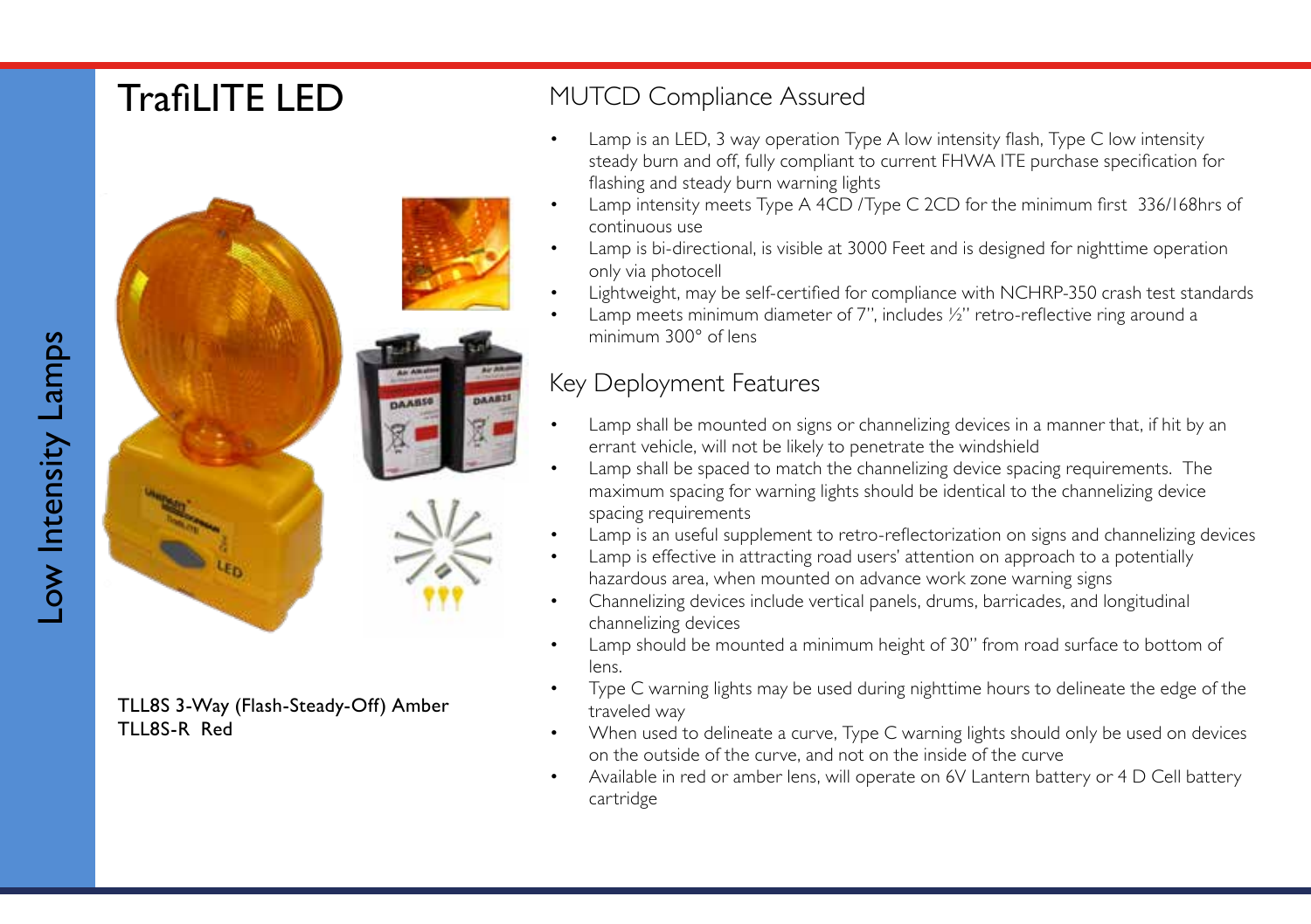# TrafiLITE LED

TLL8S 3-Way (Flash-Steady-Off) Amber
TLL8S-R Red

## MUTCD Compliance Assured

- Lamp is an LED, 3 way operation Type A low intensity flash, Type C low intensity steady burn and off, fully compliant to current FHWA ITE purchase specification for flashing and steady burn warning lights
- Lamp intensity meets Type A 4CD /Type C 2CD for the minimum first 336/168hrs of continuous use
- Lamp is bi-directional, is visible at 3000 Feet and is designed for nighttime operation only via photocell
- Lightweight, may be self-certified for compliance with NCHRP-350 crash test standards
- Lamp meets minimum diameter of 7", includes ½" retro-reflective ring around a minimum 300° of lens

## Key Deployment Features

- Lamp shall be mounted on signs or channelizing devices in a manner that, if hit by an errant vehicle, will not be likely to penetrate the windshield
- Lamp shall be spaced to match the channelizing device spacing requirements. The maximum spacing for warning lights should be identical to the channelizing device spacing requirements
- Lamp is an useful supplement to retro-reflectorization on signs and channelizing devices
- Lamp is effective in attracting road users' attention on approach to a potentially hazardous area, when mounted on advance work zone warning signs
- Channelizing devices include vertical panels, drums, barricades, and longitudinal channelizing devices
- Lamp should be mounted a minimum height of 30" from road surface to bottom of lens.
- Type C warning lights may be used during nighttime hours to delineate the edge of the traveled way
- When used to delineate a curve, Type C warning lights should only be used on devices on the outside of the curve, and not on the inside of the curve
- Available in red or amber lens, will operate on 6V Lantern battery or 4 D Cell battery cartridge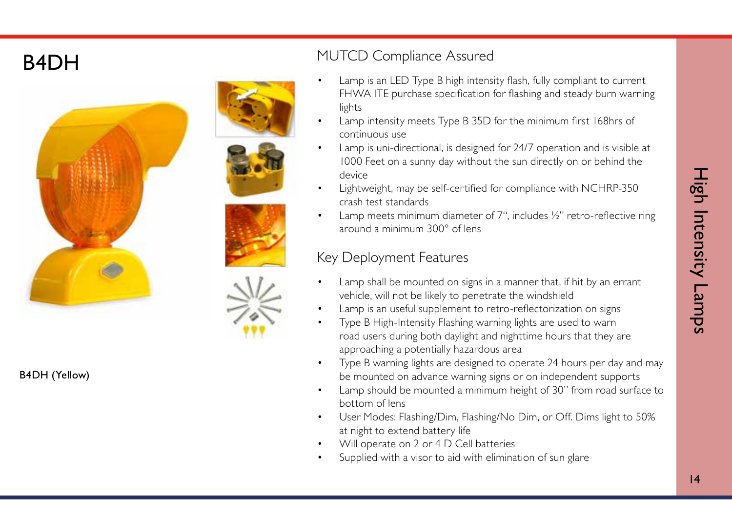# B4DH

B4DH (Yellow)

## MUTCD Compliance Assured

- Lamp is an LED Type B high intensity flash, fully compliant to current FHWA ITE purchase specification for flashing and steady burn warning lights
- Lamp intensity meets Type B 35D for the minimum first 168hrs of continuous use
- Lamp is uni-directional, is designed for 24/7 operation and is visible at 1000 Feet on a sunny day without the sun directly on or behind the device
- Lightweight, may be self-certified for compliance with NCHRP-350 crash test standards
- Lamp meets minimum diameter of 7", includes ½" retro-reflective ring around a minimum 300° of lens

## Key Deployment Features

- Lamp shall be mounted on signs in a manner that, if hit by an errant vehicle, will not be likely to penetrate the windshield
- Lamp is an useful supplement to retro-reflectorization on signs
- Type B High-Intensity Flashing warning lights are used to warn road users during both daylight and nighttime hours that they are approaching a potentially hazardous area
- Type B warning lights are designed to operate 24 hours per day and may be mounted on advance warning signs or on independent supports
- Lamp should be mounted a minimum height of 30" from road surface to bottom of lens
- User Modes: Flashing/Dim, Flashing/No Dim, or Off. Dims light to 50% at night to extend battery life
- Will operate on 2 or 4 D Cell batteries
- Supplied with a visor to aid with elimination of sun glare

High Intensity Lamps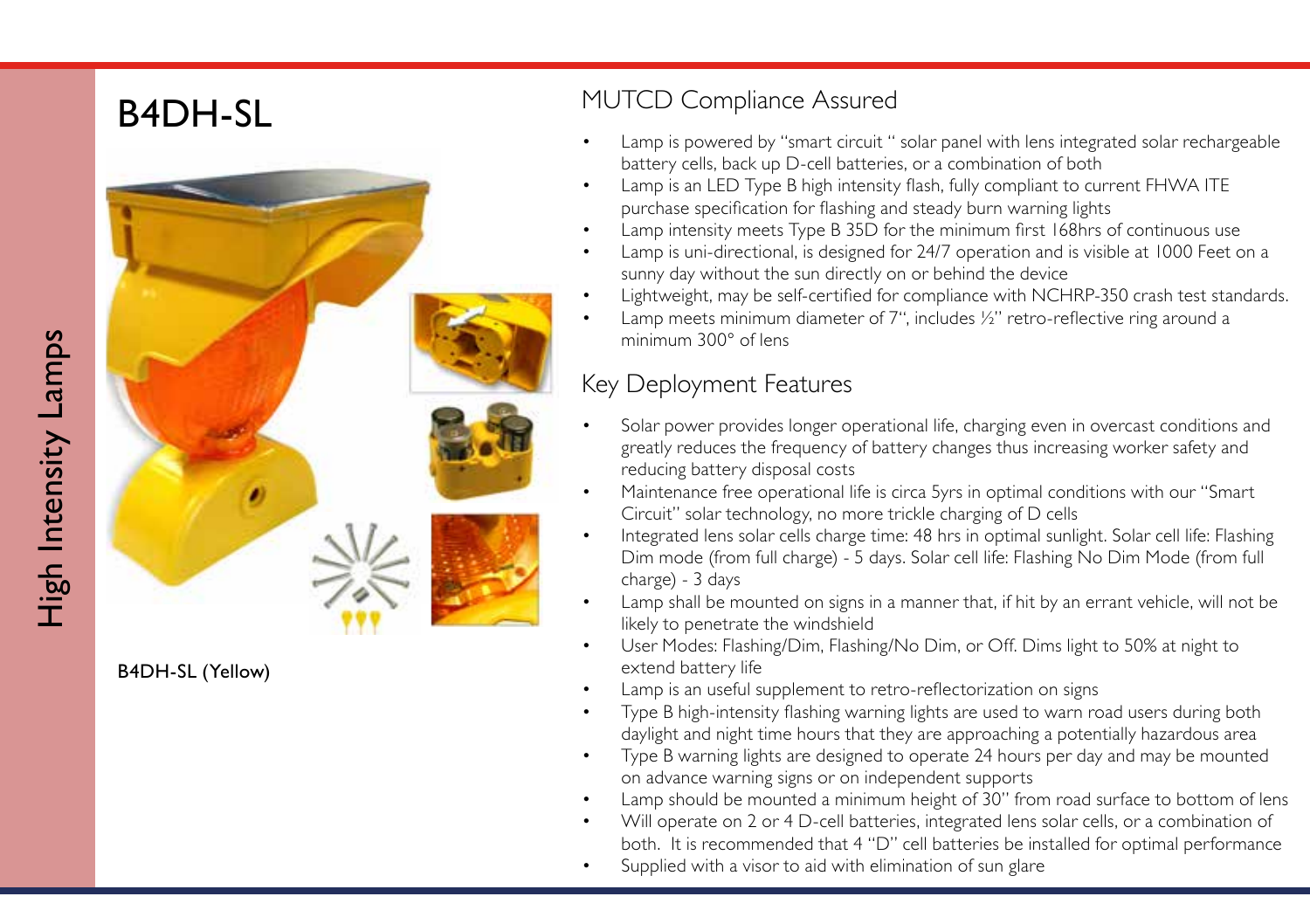# B4DH-SL

B4DH-SL (Yellow)

## MUTCD Compliance Assured

- Lamp is powered by "smart circuit " solar panel with lens integrated solar rechargeable battery cells, back up D-cell batteries, or a combination of both
- Lamp is an LED Type B high intensity flash, fully compliant to current FHWA ITE purchase specification for flashing and steady burn warning lights
- Lamp intensity meets Type B 35D for the minimum first 168hrs of continuous use
- Lamp is uni-directional, is designed for 24/7 operation and is visible at 1000 Feet on a sunny day without the sun directly on or behind the device
- Lightweight, may be self-certified for compliance with NCHRP-350 crash test standards.
- Lamp meets minimum diameter of 7", includes ½" retro-reflective ring around a minimum 300° of lens

## Key Deployment Features

- Solar power provides longer operational life, charging even in overcast conditions and greatly reduces the frequency of battery changes thus increasing worker safety and reducing battery disposal costs
- Maintenance free operational life is circa 5yrs in optimal conditions with our "Smart Circuit" solar technology, no more trickle charging of D cells
- Integrated lens solar cells charge time: 48 hrs in optimal sunlight. Solar cell life: Flashing Dim mode (from full charge) - 5 days. Solar cell life: Flashing No Dim Mode (from full charge) - 3 days
- Lamp shall be mounted on signs in a manner that, if hit by an errant vehicle, will not be likely to penetrate the windshield
- User Modes: Flashing/Dim, Flashing/No Dim, or Off. Dims light to 50% at night to extend battery life
- Lamp is an useful supplement to retro-reflectorization on signs
- Type B high-intensity flashing warning lights are used to warn road users during both daylight and night time hours that they are approaching a potentially hazardous area
- Type B warning lights are designed to operate 24 hours per day and may be mounted on advance warning signs or on independent supports
- Lamp should be mounted a minimum height of 30" from road surface to bottom of lens
- Will operate on 2 or 4 D-cell batteries, integrated lens solar cells, or a combination of both. It is recommended that 4 "D" cell batteries be installed for optimal performance
- Supplied with a visor to aid with elimination of sun glare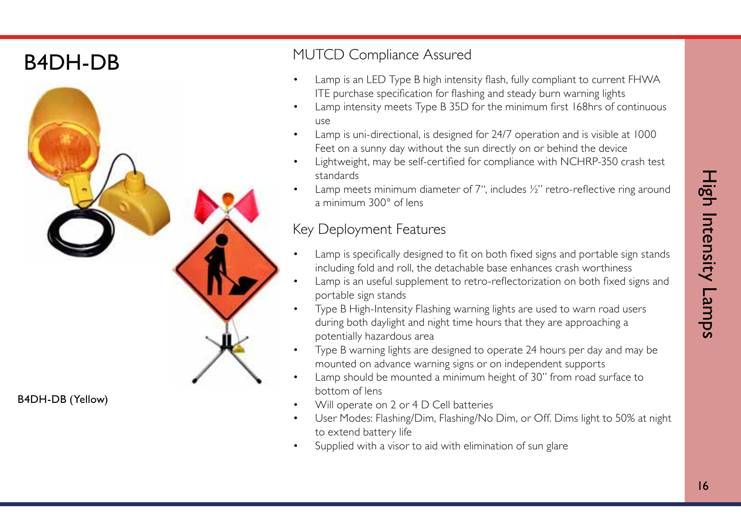# B4DH-DB

B4DH-DB (Yellow)

## MUTCD Compliance Assured

- Lamp is an LED Type B high intensity flash, fully compliant to current FHWA ITE purchase specification for flashing and steady burn warning lights
- Lamp intensity meets Type B 35D for the minimum first 168hrs of continuous use
- Lamp is uni-directional, is designed for 24/7 operation and is visible at 1000 Feet on a sunny day without the sun directly on or behind the device
- Lightweight, may be self-certified for compliance with NCHRP-350 crash test standards
- Lamp meets minimum diameter of 7", includes ½" retro-reflective ring around a minimum 300° of lens

## Key Deployment Features

- Lamp is specifically designed to fit on both fixed signs and portable sign stands including fold and roll, the detachable base enhances crash worthiness
- Lamp is an useful supplement to retro-reflectorization on both fixed signs and portable sign stands
- Type B High-Intensity Flashing warning lights are used to warn road users during both daylight and night time hours that they are approaching a potentially hazardous area
- Type B warning lights are designed to operate 24 hours per day and may be mounted on advance warning signs or on independent supports
- Lamp should be mounted a minimum height of 30" from road surface to bottom of lens
- Will operate on 2 or 4 D Cell batteries
- User Modes: Flashing/Dim, Flashing/No Dim, or Off. Dims light to 50% at night to extend battery life
- Supplied with a visor to aid with elimination of sun glare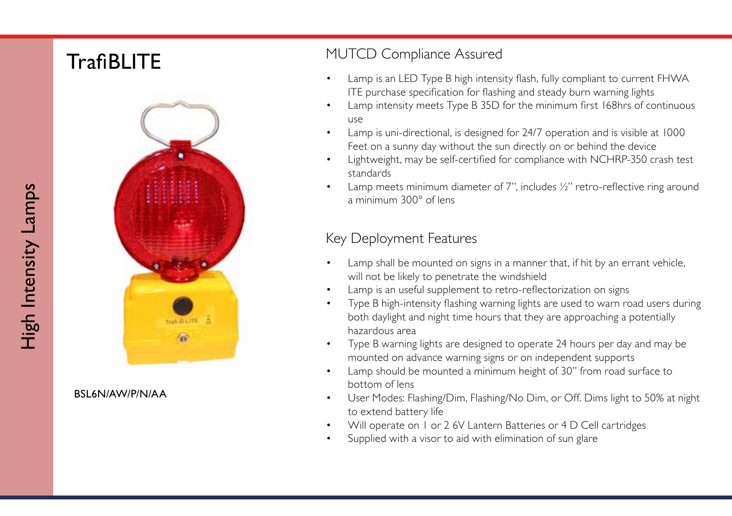# TrafiBLITE

BSL6N/AW/P/N/AA

## MUTCD Compliance Assured

- Lamp is an LED Type B high intensity flash, fully compliant to current FHWA ITE purchase specification for flashing and steady burn warning lights
- Lamp intensity meets Type B 35D for the minimum first 168hrs of continuous use
- Lamp is uni-directional, is designed for 24/7 operation and is visible at 1000 Feet on a sunny day without the sun directly on or behind the device
- Lightweight, may be self-certified for compliance with NCHRP-350 crash test standards
- Lamp meets minimum diameter of 7", includes ½" retro-reflective ring around a minimum 300° of lens

## Key Deployment Features

- Lamp shall be mounted on signs in a manner that, if hit by an errant vehicle, will not be likely to penetrate the windshield
- Lamp is an useful supplement to retro-reflectorization on signs
- Type B high-intensity flashing warning lights are used to warn road users during both daylight and night time hours that they are approaching a potentially hazardous area
- Type B warning lights are designed to operate 24 hours per day and may be mounted on advance warning signs or on independent supports
- Lamp should be mounted a minimum height of 30" from road surface to bottom of lens
- User Modes: Flashing/Dim, Flashing/No Dim, or Off. Dims light to 50% at night to extend battery life
- Will operate on 1 or 2 6V Lantern Batteries or 4 D Cell cartridges
- Supplied with a visor to aid with elimination of sun glare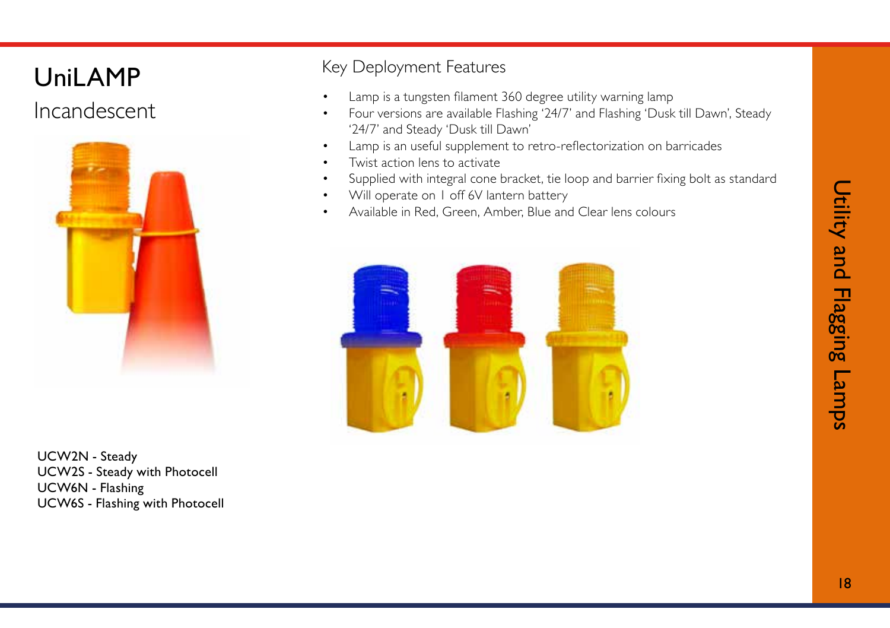# UniLAMP

## Incandescent

UCW2N - Steady
UCW2S - Steady with Photocell
UCW6N - Flashing
UCW6S - Flashing with Photocell

## Key Deployment Features

- Lamp is a tungsten filament 360 degree utility warning lamp
- Four versions are available Flashing '24/7' and Flashing 'Dusk till Dawn', Steady '24/7' and Steady 'Dusk till Dawn'
- Lamp is an useful supplement to retro-reflectorization on barricades
- Twist action lens to activate
- Supplied with integral cone bracket, tie loop and barrier fixing bolt as standard
- Will operate on 1 off 6V lantern battery
- Available in Red, Green, Amber, Blue and Clear lens colours

Utility and Flagging Lamps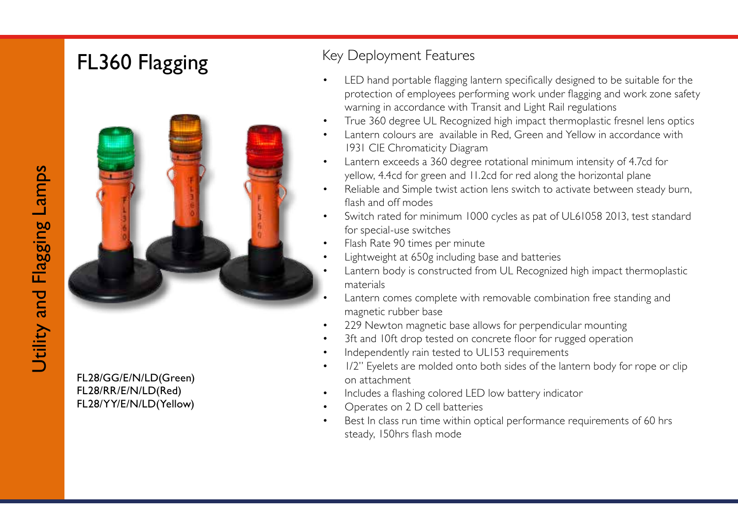# FL360 Flagging

FL28/GG/E/N/LD(Green)
FL28/RR/E/N/LD(Red)
FL28/YY/E/N/LD(Yellow)

## Key Deployment Features

- LED hand portable flagging lantern specifically designed to be suitable for the protection of employees performing work under flagging and work zone safety warning in accordance with Transit and Light Rail regulations
- True 360 degree UL Recognized high impact thermoplastic fresnel lens optics
- Lantern colours are available in Red, Green and Yellow in accordance with 1931 CIE Chromaticity Diagram
- Lantern exceeds a 360 degree rotational minimum intensity of 4.7cd for yellow, 4.4cd for green and 11.2cd for red along the horizontal plane
- Reliable and Simple twist action lens switch to activate between steady burn, flash and off modes
- Switch rated for minimum 1000 cycles as pat of UL61058 2013, test standard for special-use switches
- Flash Rate 90 times per minute
- Lightweight at 650g including base and batteries
- Lantern body is constructed from UL Recognized high impact thermoplastic materials
- Lantern comes complete with removable combination free standing and magnetic rubber base
- 229 Newton magnetic base allows for perpendicular mounting
- 3ft and 10ft drop tested on concrete floor for rugged operation
- Independently rain tested to UL153 requirements
- 1/2" Eyelets are molded onto both sides of the lantern body for rope or clip on attachment
- Includes a flashing colored LED low battery indicator
- Operates on 2 D cell batteries
- Best In class run time within optical performance requirements of 60 hrs steady, 150hrs flash mode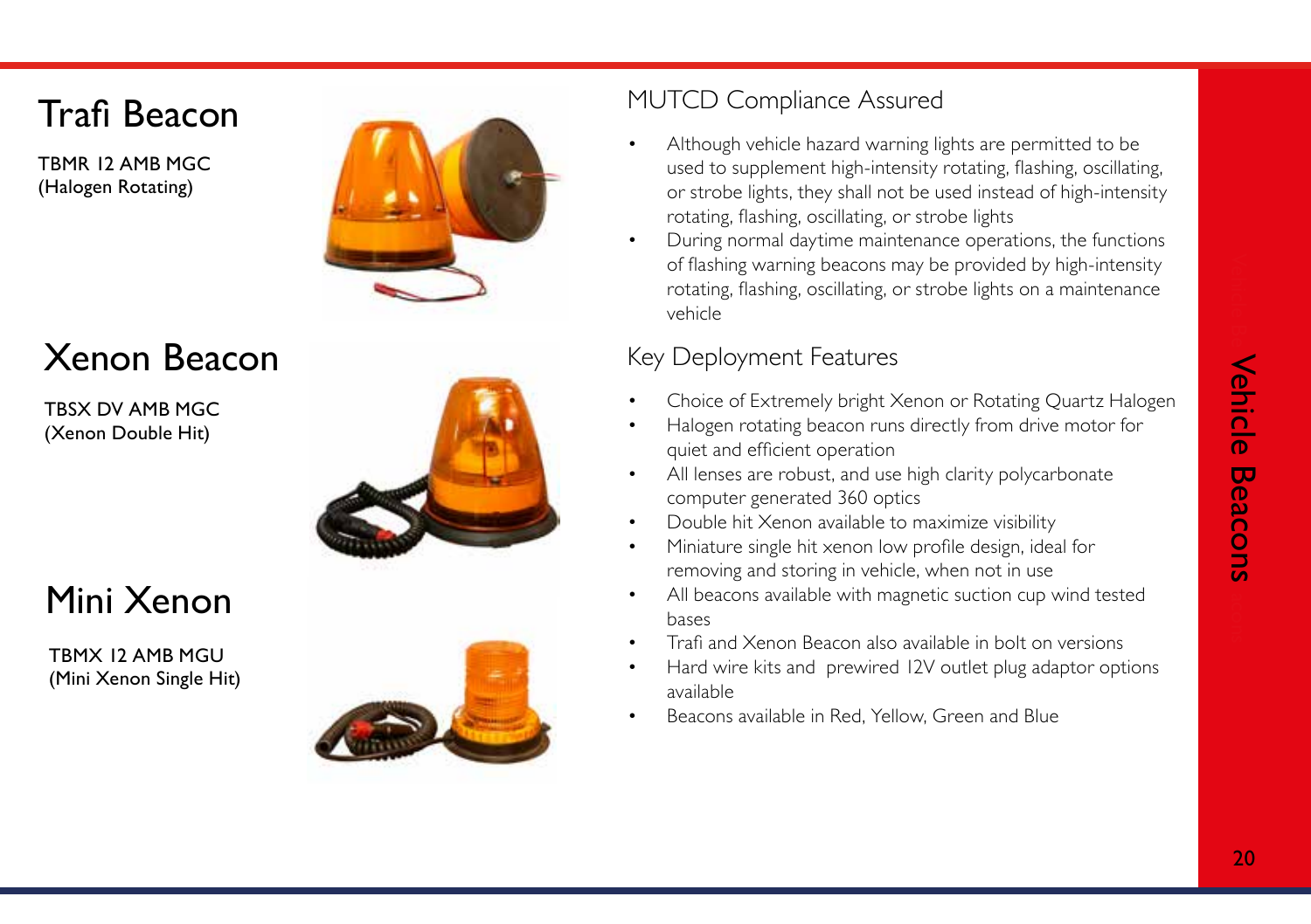## Trafi Beacon

TBMR 12 AMB MGC
(Halogen Rotating)

## Xenon Beacon

TBSX DV AMB MGC
(Xenon Double Hit)

## Mini Xenon

TBMX 12 AMB MGU
(Mini Xenon Single Hit)

### MUTCD Compliance Assured

- Although vehicle hazard warning lights are permitted to be used to supplement high-intensity rotating, flashing, oscillating, or strobe lights, they shall not be used instead of high-intensity rotating, flashing, oscillating, or strobe lights
- During normal daytime maintenance operations, the functions of flashing warning beacons may be provided by high-intensity rotating, flashing, oscillating, or strobe lights on a maintenance vehicle

### Key Deployment Features

- Choice of Extremely bright Xenon or Rotating Quartz Halogen
- Halogen rotating beacon runs directly from drive motor for quiet and efficient operation
- All lenses are robust, and use high clarity polycarbonate computer generated 360 optics
- Double hit Xenon available to maximize visibility
- Miniature single hit xenon low profile design, ideal for removing and storing in vehicle, when not in use
- All beacons available with magnetic suction cup wind tested bases
- Trafi and Xenon Beacon also available in bolt on versions
- Hard wire kits and prewired 12V outlet plug adaptor options available
- Beacons available in Red, Yellow, Green and Blue

Vehicle Beacons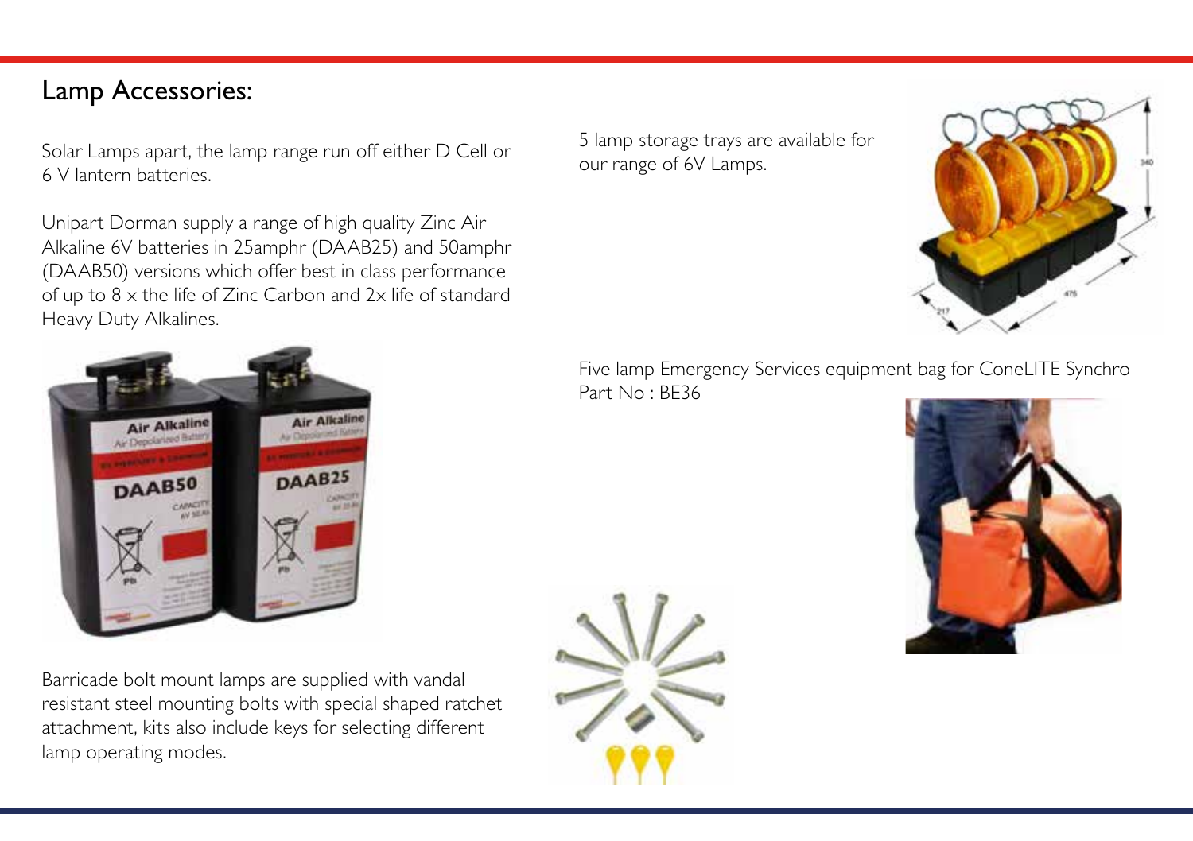## Lamp Accessories:

Solar Lamps apart, the lamp range run off either D Cell or 6 V lantern batteries.

Unipart Dorman supply a range of high quality Zinc Air Alkaline 6V batteries in 25amphr (DAAB25) and 50amphr (DAAB50) versions which offer best in class performance of up to 8 x the life of Zinc Carbon and 2x life of standard Heavy Duty Alkalines.

Barricade bolt mount lamps are supplied with vandal resistant steel mounting bolts with special shaped ratchet attachment, kits also include keys for selecting different lamp operating modes.

5 lamp storage trays are available for our range of 6V Lamps.

Five lamp Emergency Services equipment bag for ConeLITE Synchro
Part No : BE36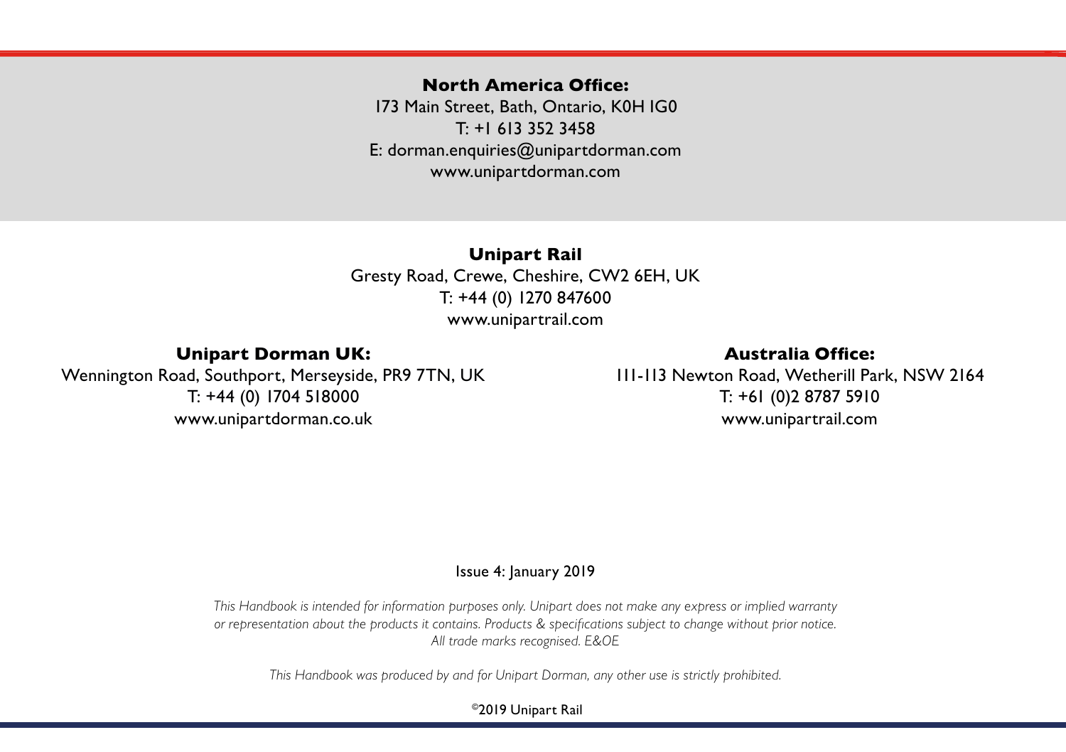**North America Office:**
173 Main Street, Bath, Ontario, K0H IG0
T: +1 613 352 3458
E: dorman.enquiries@unipartdorman.com
www.unipartdorman.com

**Unipart Rail**
Gresty Road, Crewe, Cheshire, CW2 6EH, UK
T: +44 (0) 1270 847600
www.unipartrail.com

**Unipart Dorman UK:**
Wennington Road, Southport, Merseyside, PR9 7TN, UK
T: +44 (0) 1704 518000
www.unipartdorman.co.uk

**Australia Office:**
111-113 Newton Road, Wetherill Park, NSW 2164
T: +61 (0)2 8787 5910
www.unipartrail.com

Issue 4: January 2019

*This Handbook is intended for information purposes only. Unipart does not make any express or implied warranty or representation about the products it contains. Products & specifications subject to change without prior notice. All trade marks recognised. E&OE*

*This Handbook was produced by and for Unipart Dorman, any other use is strictly prohibited.*

©2019 Unipart Rail